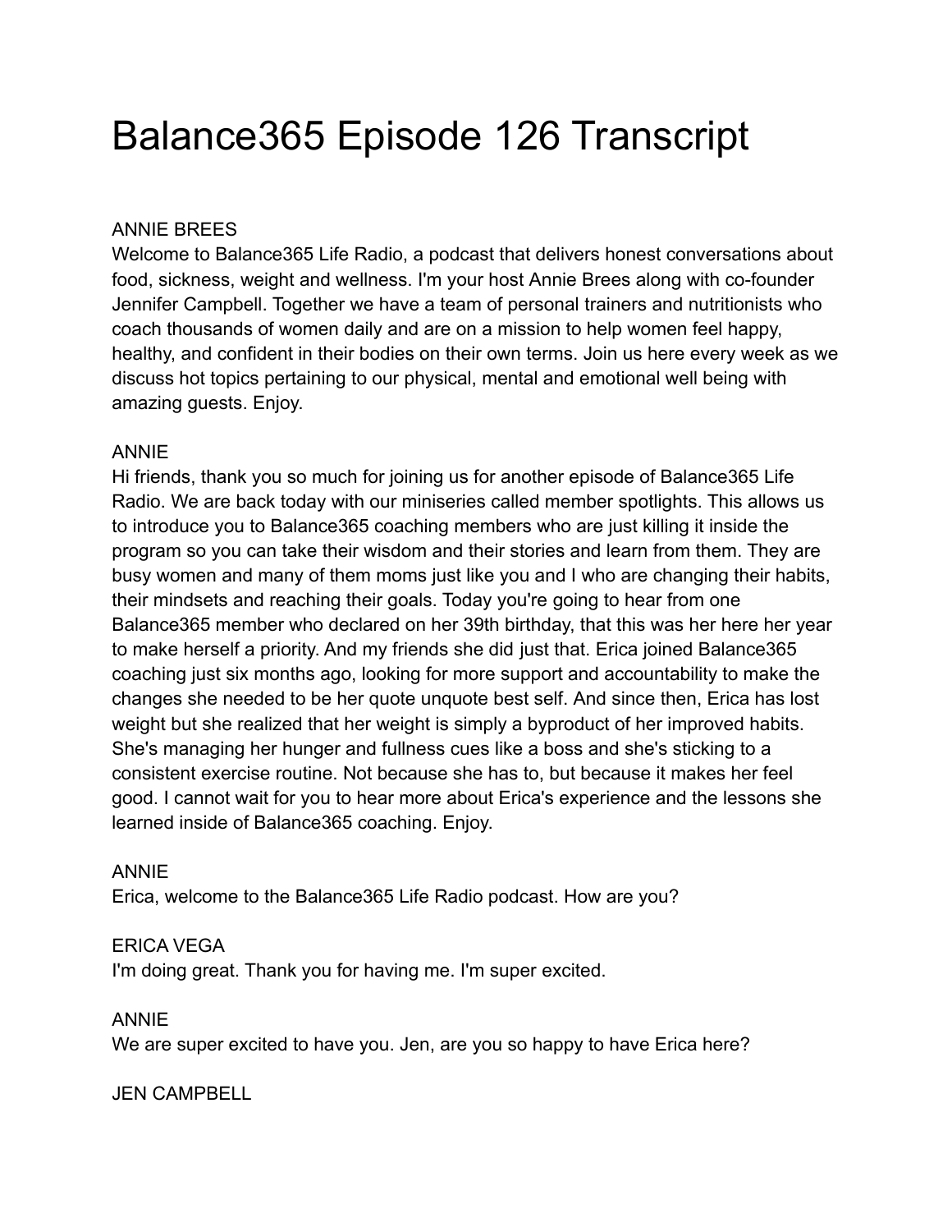# Balance365 Episode 126 Transcript

ANNIE BREES

Welcome to Balance365 Life Radio, a podcast that delivers honest conversations about food, sickness, weight and wellness. I'm your host Annie Brees along with co-founder Jennifer Campbell. Together we have a team of personal trainers and nutritionists who coach thousands of women daily and are on a mission to help women feel happy, healthy, and confident in their bodies on their own terms. Join us here every week as we discuss hot topics pertaining to our physical, mental and emotional well being with amazing guests. Enjoy.

ANNIE

Hi friends, thank you so much for joining us for another episode of Balance365 Life Radio. We are back today with our miniseries called member spotlights. This allows us to introduce you to Balance365 coaching members who are just killing it inside the program so you can take their wisdom and their stories and learn from them. They are busy women and many of them moms just like you and I who are changing their habits, their mindsets and reaching their goals. Today you're going to hear from one Balance365 member who declared on her 39th birthday, that this was her here her year to make herself a priority. And my friends she did just that. Erica joined Balance365 coaching just six months ago, looking for more support and accountability to make the changes she needed to be her quote unquote best self. And since then, Erica has lost weight but she realized that her weight is simply a byproduct of her improved habits. She's managing her hunger and fullness cues like a boss and she's sticking to a consistent exercise routine. Not because she has to, but because it makes her feel good. I cannot wait for you to hear more about Erica's experience and the lessons she learned inside of Balance365 coaching. Enjoy.

ANNIE

Erica, welcome to the Balance365 Life Radio podcast. How are you?

ERICA VEGA

I'm doing great. Thank you for having me. I'm super excited.

ANNIE

We are super excited to have you. Jen, are you so happy to have Erica here?

JEN CAMPBELL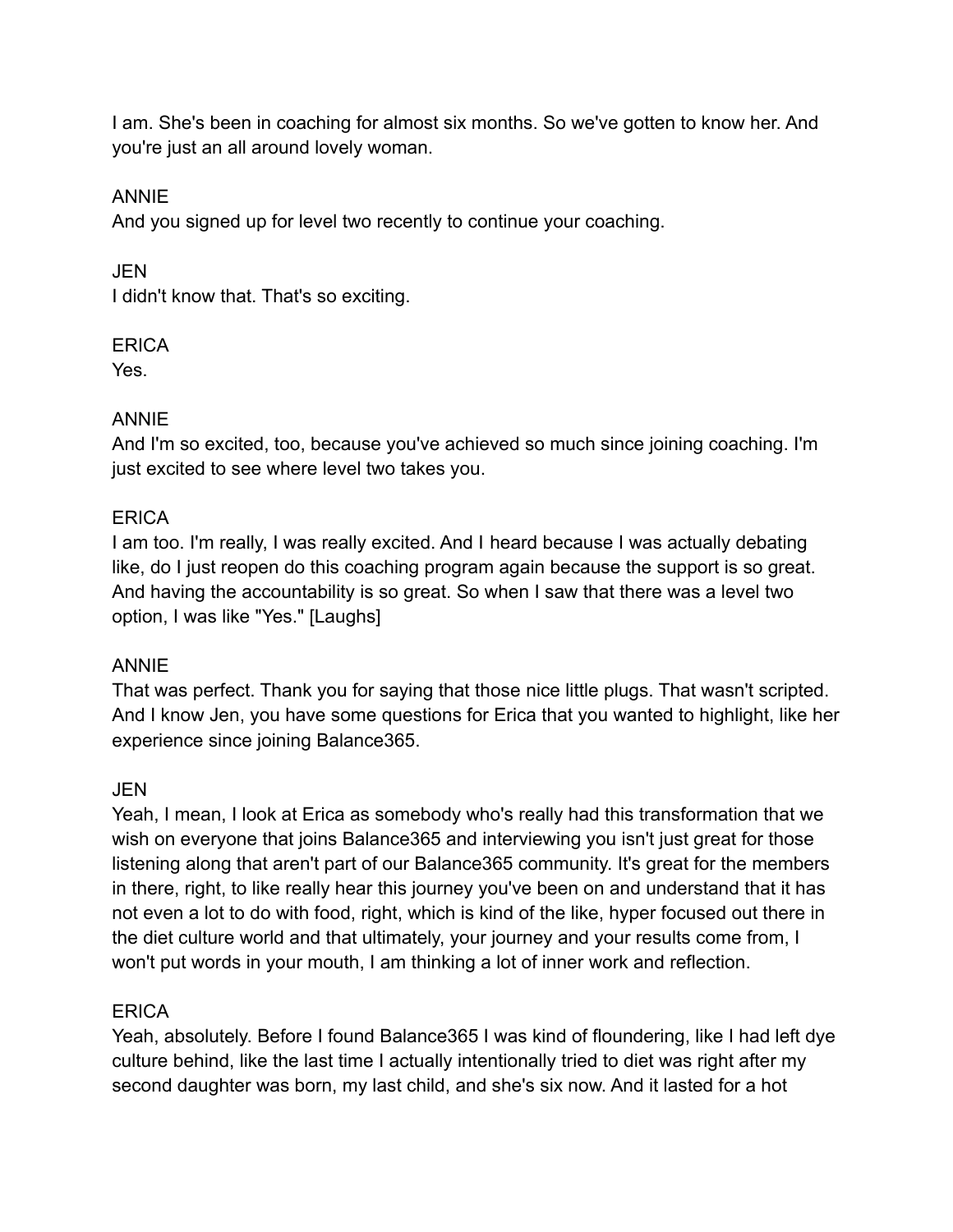I am. She's been in coaching for almost six months. So we've gotten to know her. And you're just an all around lovely woman.

ANNIE
And you signed up for level two recently to continue your coaching.

JEN
I didn't know that. That's so exciting.

ERICA
Yes.

ANNIE
And I'm so excited, too, because you've achieved so much since joining coaching. I'm just excited to see where level two takes you.

ERICA
I am too. I'm really, I was really excited. And I heard because I was actually debating like, do I just reopen do this coaching program again because the support is so great. And having the accountability is so great. So when I saw that there was a level two option, I was like "Yes." [Laughs]

ANNIE
That was perfect. Thank you for saying that those nice little plugs. That wasn't scripted. And I know Jen, you have some questions for Erica that you wanted to highlight, like her experience since joining Balance365.

JEN
Yeah, I mean, I look at Erica as somebody who's really had this transformation that we wish on everyone that joins Balance365 and interviewing you isn't just great for those listening along that aren't part of our Balance365 community. It's great for the members in there, right, to like really hear this journey you've been on and understand that it has not even a lot to do with food, right, which is kind of the like, hyper focused out there in the diet culture world and that ultimately, your journey and your results come from, I won't put words in your mouth, I am thinking a lot of inner work and reflection.

ERICA
Yeah, absolutely. Before I found Balance365 I was kind of floundering, like I had left dye culture behind, like the last time I actually intentionally tried to diet was right after my second daughter was born, my last child, and she's six now. And it lasted for a hot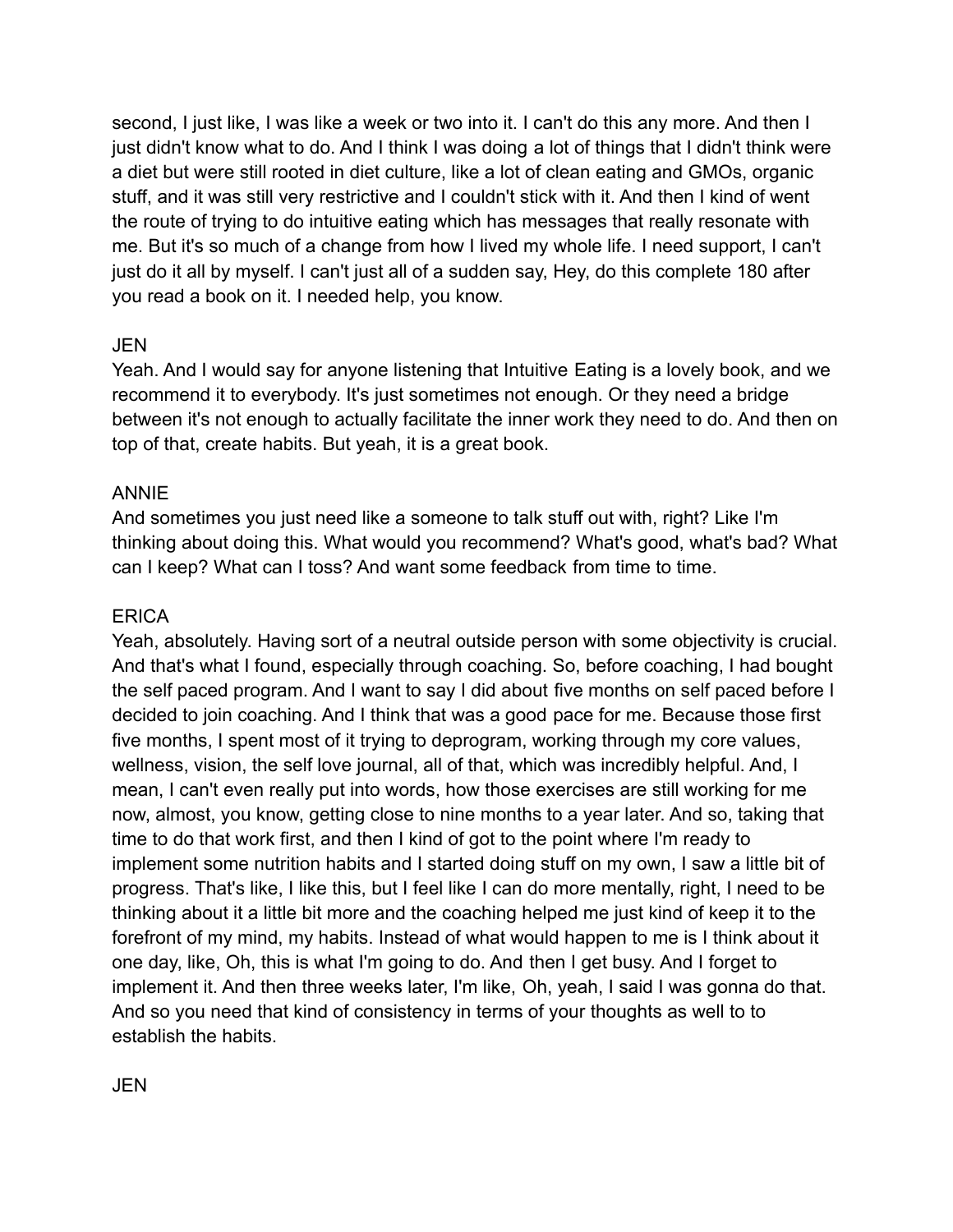second, I just like, I was like a week or two into it. I can't do this any more. And then I just didn't know what to do. And I think I was doing a lot of things that I didn't think were a diet but were still rooted in diet culture, like a lot of clean eating and GMOs, organic stuff, and it was still very restrictive and I couldn't stick with it. And then I kind of went the route of trying to do intuitive eating which has messages that really resonate with me. But it's so much of a change from how I lived my whole life. I need support, I can't just do it all by myself. I can't just all of a sudden say, Hey, do this complete 180 after you read a book on it. I needed help, you know.

JEN

Yeah. And I would say for anyone listening that Intuitive Eating is a lovely book, and we recommend it to everybody. It's just sometimes not enough. Or they need a bridge between it's not enough to actually facilitate the inner work they need to do. And then on top of that, create habits. But yeah, it is a great book.

ANNIE

And sometimes you just need like a someone to talk stuff out with, right? Like I'm thinking about doing this. What would you recommend? What's good, what's bad? What can I keep? What can I toss? And want some feedback from time to time.

ERICA

Yeah, absolutely. Having sort of a neutral outside person with some objectivity is crucial. And that's what I found, especially through coaching. So, before coaching, I had bought the self paced program. And I want to say I did about five months on self paced before I decided to join coaching. And I think that was a good pace for me. Because those first five months, I spent most of it trying to deprogram, working through my core values, wellness, vision, the self love journal, all of that, which was incredibly helpful. And, I mean, I can't even really put into words, how those exercises are still working for me now, almost, you know, getting close to nine months to a year later. And so, taking that time to do that work first, and then I kind of got to the point where I'm ready to implement some nutrition habits and I started doing stuff on my own, I saw a little bit of progress. That's like, I like this, but I feel like I can do more mentally, right, I need to be thinking about it a little bit more and the coaching helped me just kind of keep it to the forefront of my mind, my habits. Instead of what would happen to me is I think about it one day, like, Oh, this is what I'm going to do. And then I get busy. And I forget to implement it. And then three weeks later, I'm like, Oh, yeah, I said I was gonna do that. And so you need that kind of consistency in terms of your thoughts as well to to establish the habits.

JEN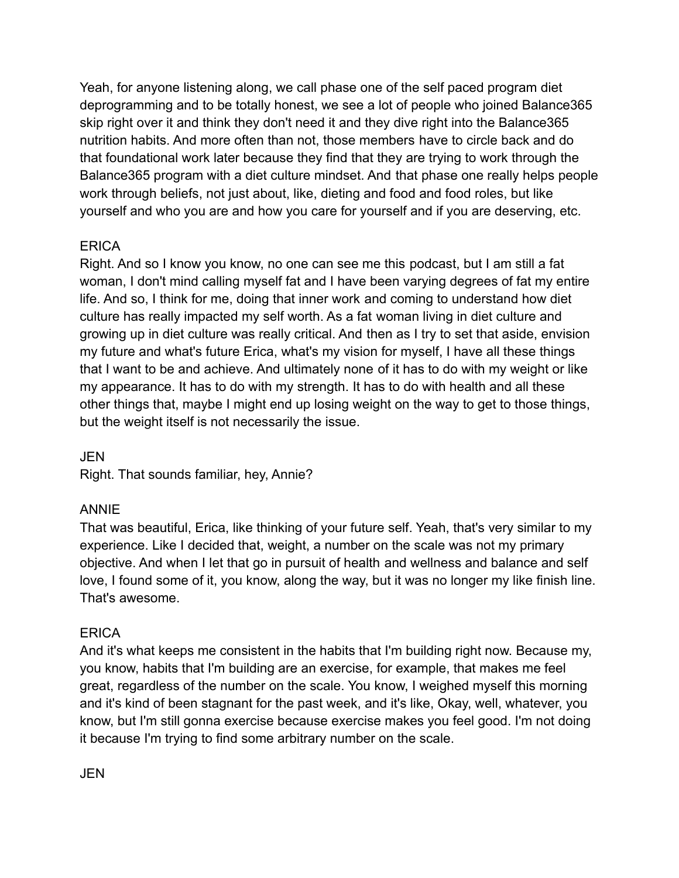Yeah, for anyone listening along, we call phase one of the self paced program diet deprogramming and to be totally honest, we see a lot of people who joined Balance365 skip right over it and think they don't need it and they dive right into the Balance365 nutrition habits. And more often than not, those members have to circle back and do that foundational work later because they find that they are trying to work through the Balance365 program with a diet culture mindset. And that phase one really helps people work through beliefs, not just about, like, dieting and food and food roles, but like yourself and who you are and how you care for yourself and if you are deserving, etc.

ERICA
Right. And so I know you know, no one can see me this podcast, but I am still a fat woman, I don't mind calling myself fat and I have been varying degrees of fat my entire life. And so, I think for me, doing that inner work and coming to understand how diet culture has really impacted my self worth. As a fat woman living in diet culture and growing up in diet culture was really critical. And then as I try to set that aside, envision my future and what's future Erica, what's my vision for myself, I have all these things that I want to be and achieve. And ultimately none of it has to do with my weight or like my appearance. It has to do with my strength. It has to do with health and all these other things that, maybe I might end up losing weight on the way to get to those things, but the weight itself is not necessarily the issue.

JEN
Right. That sounds familiar, hey, Annie?

ANNIE
That was beautiful, Erica, like thinking of your future self. Yeah, that's very similar to my experience. Like I decided that, weight, a number on the scale was not my primary objective. And when I let that go in pursuit of health and wellness and balance and self love, I found some of it, you know, along the way, but it was no longer my like finish line. That's awesome.

ERICA
And it's what keeps me consistent in the habits that I'm building right now. Because my, you know, habits that I'm building are an exercise, for example, that makes me feel great, regardless of the number on the scale. You know, I weighed myself this morning and it's kind of been stagnant for the past week, and it's like, Okay, well, whatever, you know, but I'm still gonna exercise because exercise makes you feel good. I'm not doing it because I'm trying to find some arbitrary number on the scale.

JEN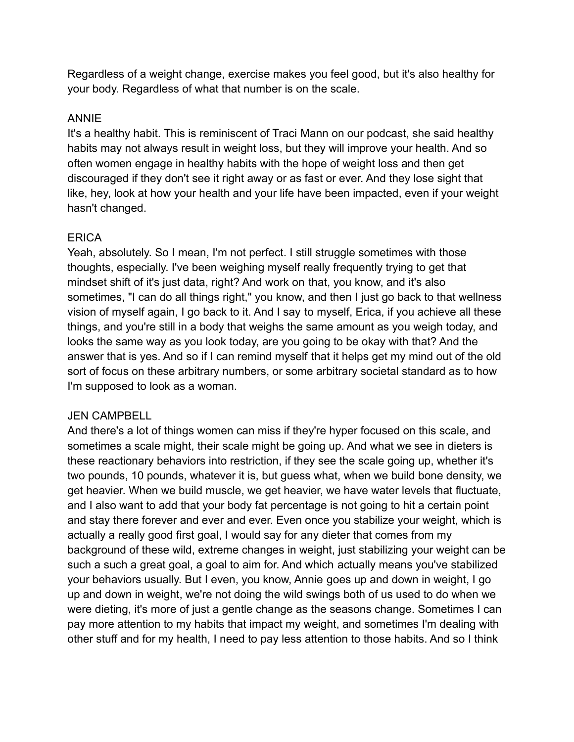Regardless of a weight change, exercise makes you feel good, but it's also healthy for your body. Regardless of what that number is on the scale.

ANNIE
It's a healthy habit. This is reminiscent of Traci Mann on our podcast, she said healthy habits may not always result in weight loss, but they will improve your health. And so often women engage in healthy habits with the hope of weight loss and then get discouraged if they don't see it right away or as fast or ever. And they lose sight that like, hey, look at how your health and your life have been impacted, even if your weight hasn't changed.

ERICA
Yeah, absolutely. So I mean, I'm not perfect. I still struggle sometimes with those thoughts, especially. I've been weighing myself really frequently trying to get that mindset shift of it's just data, right? And work on that, you know, and it's also sometimes, "I can do all things right," you know, and then I just go back to that wellness vision of myself again, I go back to it. And I say to myself, Erica, if you achieve all these things, and you're still in a body that weighs the same amount as you weigh today, and looks the same way as you look today, are you going to be okay with that? And the answer that is yes. And so if I can remind myself that it helps get my mind out of the old sort of focus on these arbitrary numbers, or some arbitrary societal standard as to how I'm supposed to look as a woman.

JEN CAMPBELL
And there's a lot of things women can miss if they're hyper focused on this scale, and sometimes a scale might, their scale might be going up. And what we see in dieters is these reactionary behaviors into restriction, if they see the scale going up, whether it's two pounds, 10 pounds, whatever it is, but guess what, when we build bone density, we get heavier. When we build muscle, we get heavier, we have water levels that fluctuate, and I also want to add that your body fat percentage is not going to hit a certain point and stay there forever and ever and ever. Even once you stabilize your weight, which is actually a really good first goal, I would say for any dieter that comes from my background of these wild, extreme changes in weight, just stabilizing your weight can be such a such a great goal, a goal to aim for. And which actually means you've stabilized your behaviors usually. But I even, you know, Annie goes up and down in weight, I go up and down in weight, we're not doing the wild swings both of us used to do when we were dieting, it's more of just a gentle change as the seasons change. Sometimes I can pay more attention to my habits that impact my weight, and sometimes I'm dealing with other stuff and for my health, I need to pay less attention to those habits. And so I think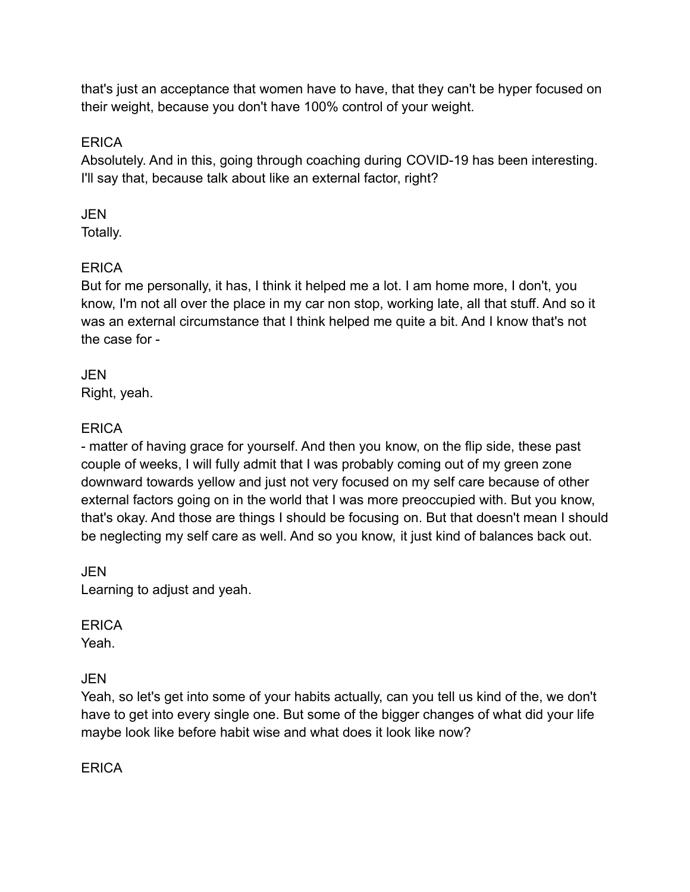that's just an acceptance that women have to have, that they can't be hyper focused on their weight, because you don't have 100% control of your weight.

ERICA
Absolutely. And in this, going through coaching during COVID-19 has been interesting. I'll say that, because talk about like an external factor, right?

JEN
Totally.

ERICA
But for me personally, it has, I think it helped me a lot. I am home more, I don't, you know, I'm not all over the place in my car non stop, working late, all that stuff. And so it was an external circumstance that I think helped me quite a bit. And I know that's not the case for -

JEN
Right, yeah.

ERICA
- matter of having grace for yourself. And then you know, on the flip side, these past couple of weeks, I will fully admit that I was probably coming out of my green zone downward towards yellow and just not very focused on my self care because of other external factors going on in the world that I was more preoccupied with. But you know, that's okay. And those are things I should be focusing on. But that doesn't mean I should be neglecting my self care as well. And so you know, it just kind of balances back out.

JEN
Learning to adjust and yeah.

ERICA
Yeah.

JEN
Yeah, so let's get into some of your habits actually, can you tell us kind of the, we don't have to get into every single one. But some of the bigger changes of what did your life maybe look like before habit wise and what does it look like now?

ERICA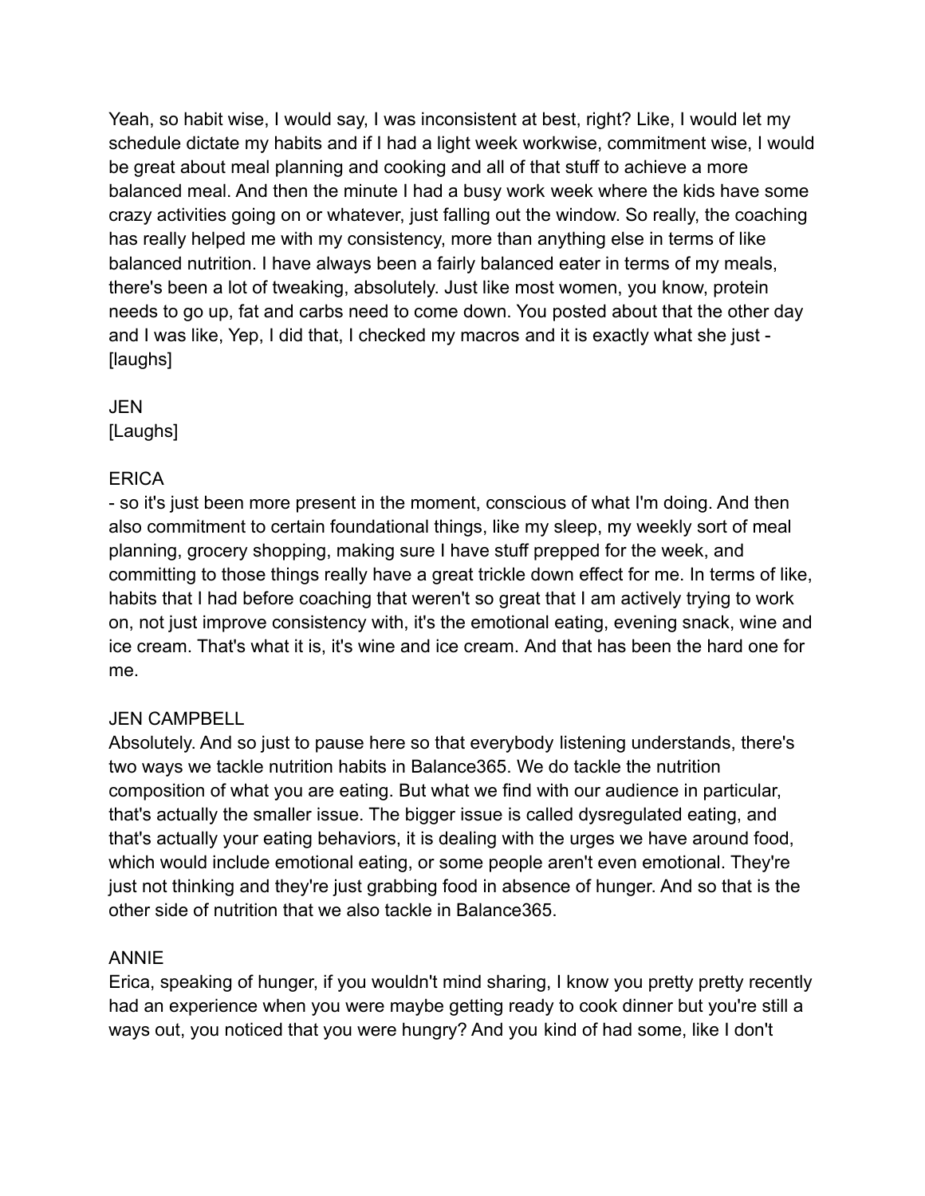Yeah, so habit wise, I would say, I was inconsistent at best, right? Like, I would let my schedule dictate my habits and if I had a light week workwise, commitment wise, I would be great about meal planning and cooking and all of that stuff to achieve a more balanced meal. And then the minute I had a busy work week where the kids have some crazy activities going on or whatever, just falling out the window. So really, the coaching has really helped me with my consistency, more than anything else in terms of like balanced nutrition. I have always been a fairly balanced eater in terms of my meals, there's been a lot of tweaking, absolutely. Just like most women, you know, protein needs to go up, fat and carbs need to come down. You posted about that the other day and I was like, Yep, I did that, I checked my macros and it is exactly what she just - [laughs]

JEN
[Laughs]

ERICA
- so it's just been more present in the moment, conscious of what I'm doing. And then also commitment to certain foundational things, like my sleep, my weekly sort of meal planning, grocery shopping, making sure I have stuff prepped for the week, and committing to those things really have a great trickle down effect for me. In terms of like, habits that I had before coaching that weren't so great that I am actively trying to work on, not just improve consistency with, it's the emotional eating, evening snack, wine and ice cream. That's what it is, it's wine and ice cream. And that has been the hard one for me.

JEN CAMPBELL
Absolutely. And so just to pause here so that everybody listening understands, there's two ways we tackle nutrition habits in Balance365. We do tackle the nutrition composition of what you are eating. But what we find with our audience in particular, that's actually the smaller issue. The bigger issue is called dysregulated eating, and that's actually your eating behaviors, it is dealing with the urges we have around food, which would include emotional eating, or some people aren't even emotional. They're just not thinking and they're just grabbing food in absence of hunger. And so that is the other side of nutrition that we also tackle in Balance365.

ANNIE
Erica, speaking of hunger, if you wouldn't mind sharing, I know you pretty pretty recently had an experience when you were maybe getting ready to cook dinner but you're still a ways out, you noticed that you were hungry? And you kind of had some, like I don't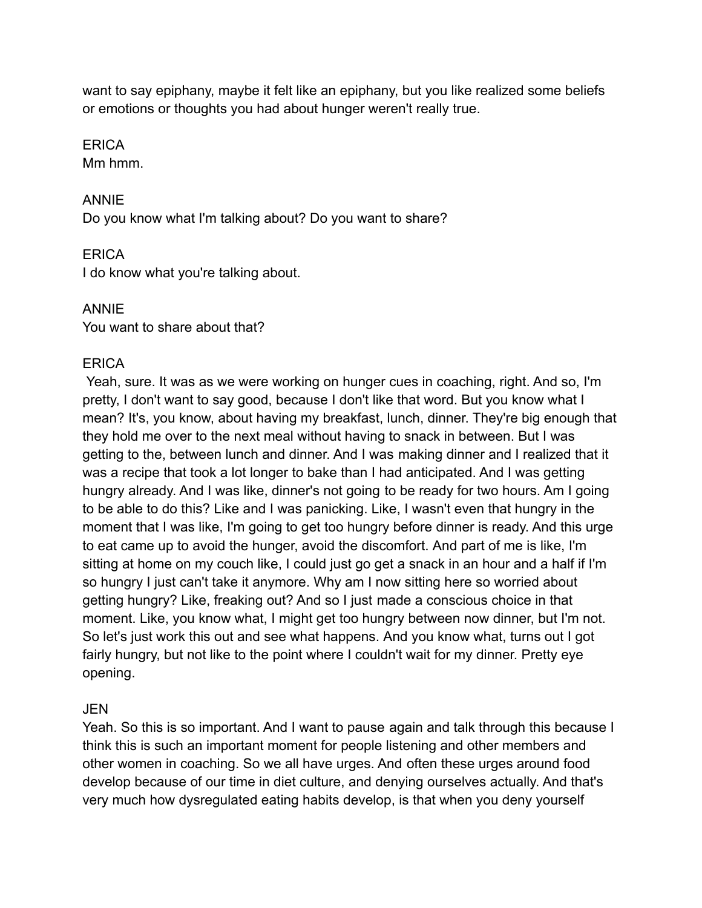want to say epiphany, maybe it felt like an epiphany, but you like realized some beliefs or emotions or thoughts you had about hunger weren't really true.

ERICA
Mm hmm.

ANNIE
Do you know what I'm talking about? Do you want to share?

ERICA
I do know what you're talking about.

ANNIE
You want to share about that?

ERICA
Yeah, sure. It was as we were working on hunger cues in coaching, right. And so, I'm pretty, I don't want to say good, because I don't like that word. But you know what I mean? It's, you know, about having my breakfast, lunch, dinner. They're big enough that they hold me over to the next meal without having to snack in between. But I was getting to the, between lunch and dinner. And I was making dinner and I realized that it was a recipe that took a lot longer to bake than I had anticipated. And I was getting hungry already. And I was like, dinner's not going to be ready for two hours. Am I going to be able to do this? Like and I was panicking. Like, I wasn't even that hungry in the moment that I was like, I'm going to get too hungry before dinner is ready. And this urge to eat came up to avoid the hunger, avoid the discomfort. And part of me is like, I'm sitting at home on my couch like, I could just go get a snack in an hour and a half if I'm so hungry I just can't take it anymore. Why am I now sitting here so worried about getting hungry? Like, freaking out? And so I just made a conscious choice in that moment. Like, you know what, I might get too hungry between now dinner, but I'm not. So let's just work this out and see what happens. And you know what, turns out I got fairly hungry, but not like to the point where I couldn't wait for my dinner. Pretty eye opening.

JEN
Yeah. So this is so important. And I want to pause again and talk through this because I think this is such an important moment for people listening and other members and other women in coaching. So we all have urges. And often these urges around food develop because of our time in diet culture, and denying ourselves actually. And that's very much how dysregulated eating habits develop, is that when you deny yourself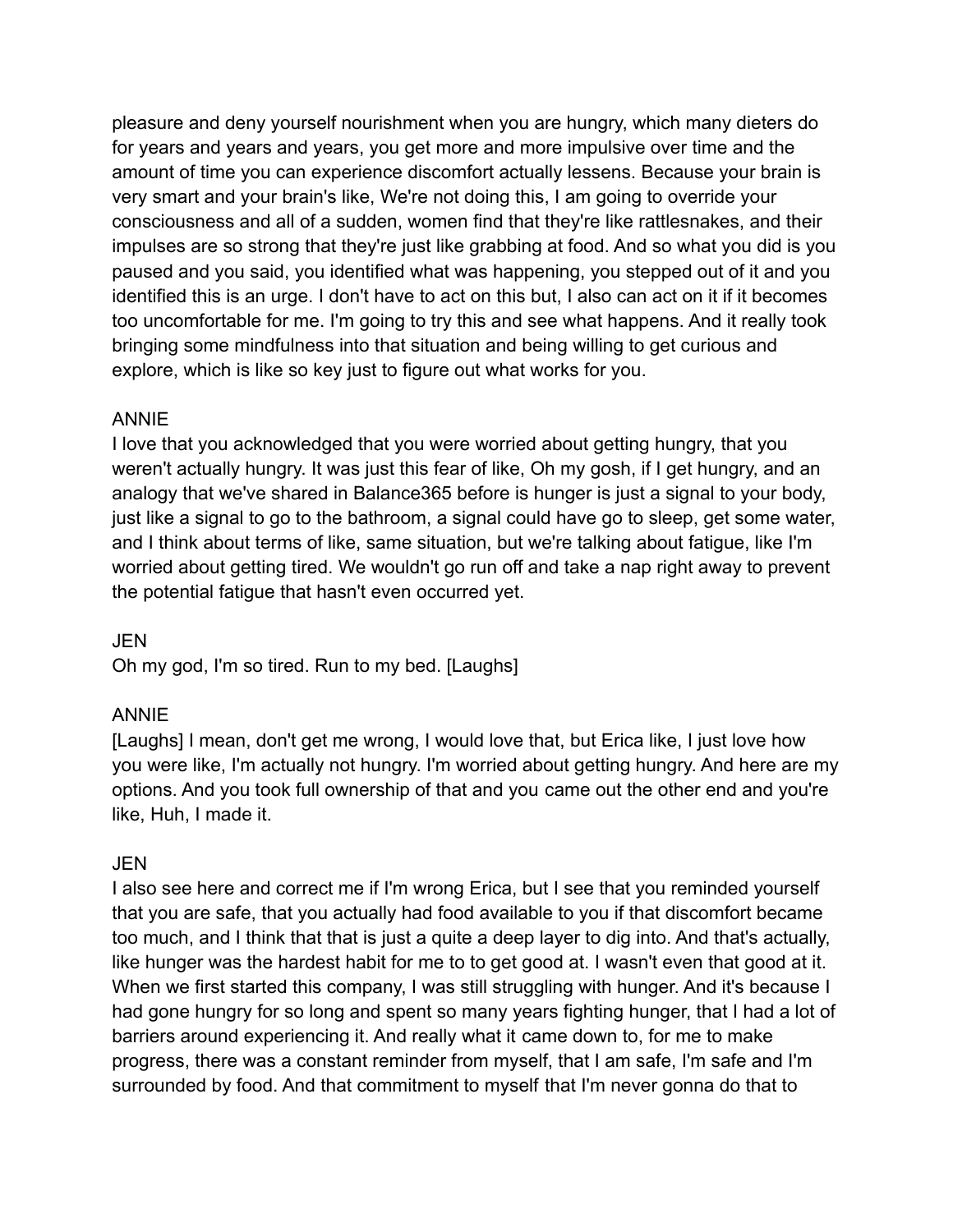pleasure and deny yourself nourishment when you are hungry, which many dieters do for years and years and years, you get more and more impulsive over time and the amount of time you can experience discomfort actually lessens. Because your brain is very smart and your brain's like, We're not doing this, I am going to override your consciousness and all of a sudden, women find that they're like rattlesnakes, and their impulses are so strong that they're just like grabbing at food. And so what you did is you paused and you said, you identified what was happening, you stepped out of it and you identified this is an urge. I don't have to act on this but, I also can act on it if it becomes too uncomfortable for me. I'm going to try this and see what happens. And it really took bringing some mindfulness into that situation and being willing to get curious and explore, which is like so key just to figure out what works for you.

ANNIE

I love that you acknowledged that you were worried about getting hungry, that you weren't actually hungry. It was just this fear of like, Oh my gosh, if I get hungry, and an analogy that we've shared in Balance365 before is hunger is just a signal to your body, just like a signal to go to the bathroom, a signal could have go to sleep, get some water, and I think about terms of like, same situation, but we're talking about fatigue, like I'm worried about getting tired. We wouldn't go run off and take a nap right away to prevent the potential fatigue that hasn't even occurred yet.

JEN

Oh my god, I'm so tired. Run to my bed. [Laughs]

ANNIE

[Laughs] I mean, don't get me wrong, I would love that, but Erica like, I just love how you were like, I'm actually not hungry. I'm worried about getting hungry. And here are my options. And you took full ownership of that and you came out the other end and you're like, Huh, I made it.

JEN

I also see here and correct me if I'm wrong Erica, but I see that you reminded yourself that you are safe, that you actually had food available to you if that discomfort became too much, and I think that that is just a quite a deep layer to dig into. And that's actually, like hunger was the hardest habit for me to to get good at. I wasn't even that good at it. When we first started this company, I was still struggling with hunger. And it's because I had gone hungry for so long and spent so many years fighting hunger, that I had a lot of barriers around experiencing it. And really what it came down to, for me to make progress, there was a constant reminder from myself, that I am safe, I'm safe and I'm surrounded by food. And that commitment to myself that I'm never gonna do that to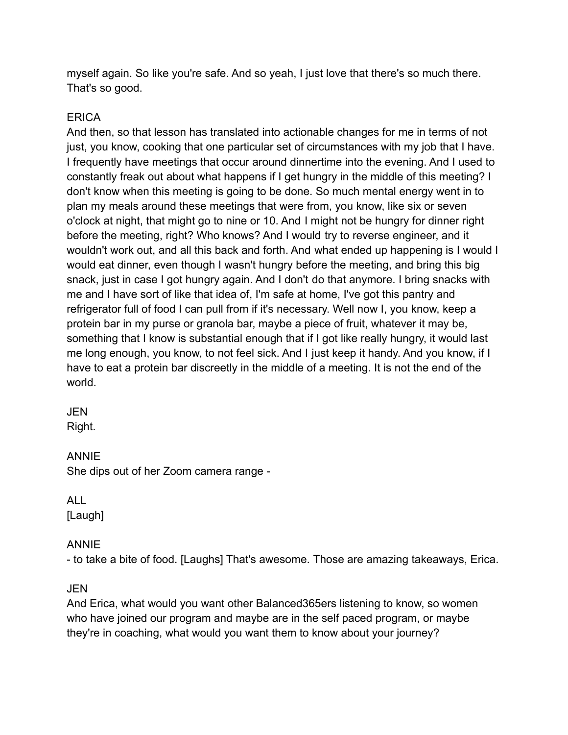myself again. So like you're safe. And so yeah, I just love that there's so much there. That's so good.

ERICA
And then, so that lesson has translated into actionable changes for me in terms of not just, you know, cooking that one particular set of circumstances with my job that I have. I frequently have meetings that occur around dinnertime into the evening. And I used to constantly freak out about what happens if I get hungry in the middle of this meeting? I don't know when this meeting is going to be done. So much mental energy went in to plan my meals around these meetings that were from, you know, like six or seven o'clock at night, that might go to nine or 10. And I might not be hungry for dinner right before the meeting, right? Who knows? And I would try to reverse engineer, and it wouldn't work out, and all this back and forth. And what ended up happening is I would I would eat dinner, even though I wasn't hungry before the meeting, and bring this big snack, just in case I got hungry again. And I don't do that anymore. I bring snacks with me and I have sort of like that idea of, I'm safe at home, I've got this pantry and refrigerator full of food I can pull from if it's necessary. Well now I, you know, keep a protein bar in my purse or granola bar, maybe a piece of fruit, whatever it may be, something that I know is substantial enough that if I got like really hungry, it would last me long enough, you know, to not feel sick. And I just keep it handy. And you know, if I have to eat a protein bar discreetly in the middle of a meeting. It is not the end of the world.

JEN
Right.

ANNIE
She dips out of her Zoom camera range -

ALL
[Laugh]

ANNIE
- to take a bite of food. [Laughs] That's awesome. Those are amazing takeaways, Erica.

JEN
And Erica, what would you want other Balanced365ers listening to know, so women who have joined our program and maybe are in the self paced program, or maybe they're in coaching, what would you want them to know about your journey?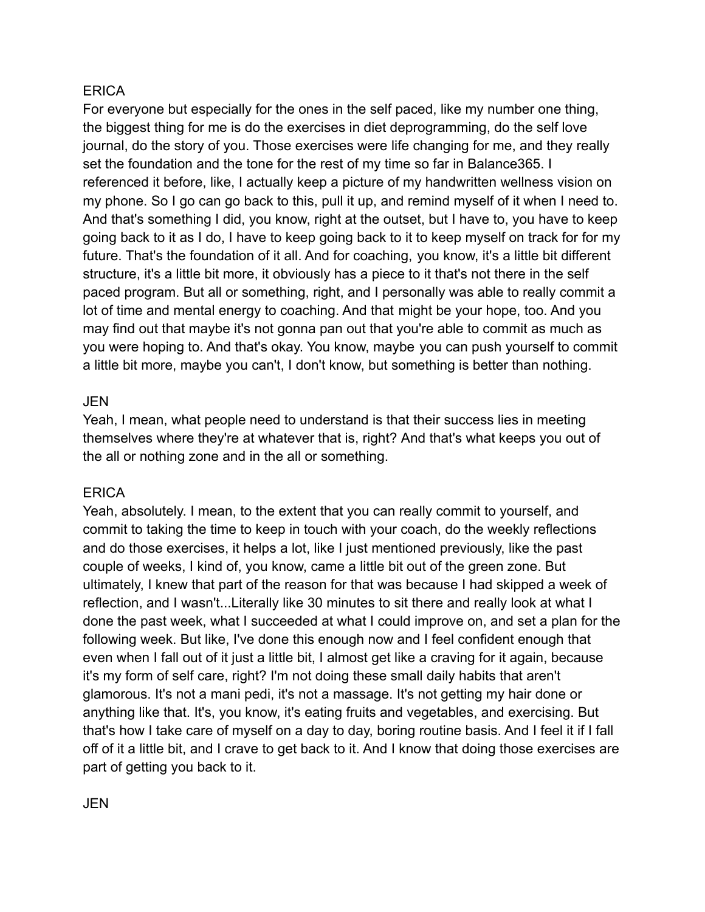ERICA

For everyone but especially for the ones in the self paced, like my number one thing, the biggest thing for me is do the exercises in diet deprogramming, do the self love journal, do the story of you. Those exercises were life changing for me, and they really set the foundation and the tone for the rest of my time so far in Balance365. I referenced it before, like, I actually keep a picture of my handwritten wellness vision on my phone. So I go can go back to this, pull it up, and remind myself of it when I need to. And that's something I did, you know, right at the outset, but I have to, you have to keep going back to it as I do, I have to keep going back to it to keep myself on track for for my future. That's the foundation of it all. And for coaching, you know, it's a little bit different structure, it's a little bit more, it obviously has a piece to it that's not there in the self paced program. But all or something, right, and I personally was able to really commit a lot of time and mental energy to coaching. And that might be your hope, too. And you may find out that maybe it's not gonna pan out that you're able to commit as much as you were hoping to. And that's okay. You know, maybe you can push yourself to commit a little bit more, maybe you can't, I don't know, but something is better than nothing.

JEN

Yeah, I mean, what people need to understand is that their success lies in meeting themselves where they're at whatever that is, right? And that's what keeps you out of the all or nothing zone and in the all or something.

ERICA

Yeah, absolutely. I mean, to the extent that you can really commit to yourself, and commit to taking the time to keep in touch with your coach, do the weekly reflections and do those exercises, it helps a lot, like I just mentioned previously, like the past couple of weeks, I kind of, you know, came a little bit out of the green zone. But ultimately, I knew that part of the reason for that was because I had skipped a week of reflection, and I wasn't...Literally like 30 minutes to sit there and really look at what I done the past week, what I succeeded at what I could improve on, and set a plan for the following week. But like, I've done this enough now and I feel confident enough that even when I fall out of it just a little bit, I almost get like a craving for it again, because it's my form of self care, right? I'm not doing these small daily habits that aren't glamorous. It's not a mani pedi, it's not a massage. It's not getting my hair done or anything like that. It's, you know, it's eating fruits and vegetables, and exercising. But that's how I take care of myself on a day to day, boring routine basis. And I feel it if I fall off of it a little bit, and I crave to get back to it. And I know that doing those exercises are part of getting you back to it.

JEN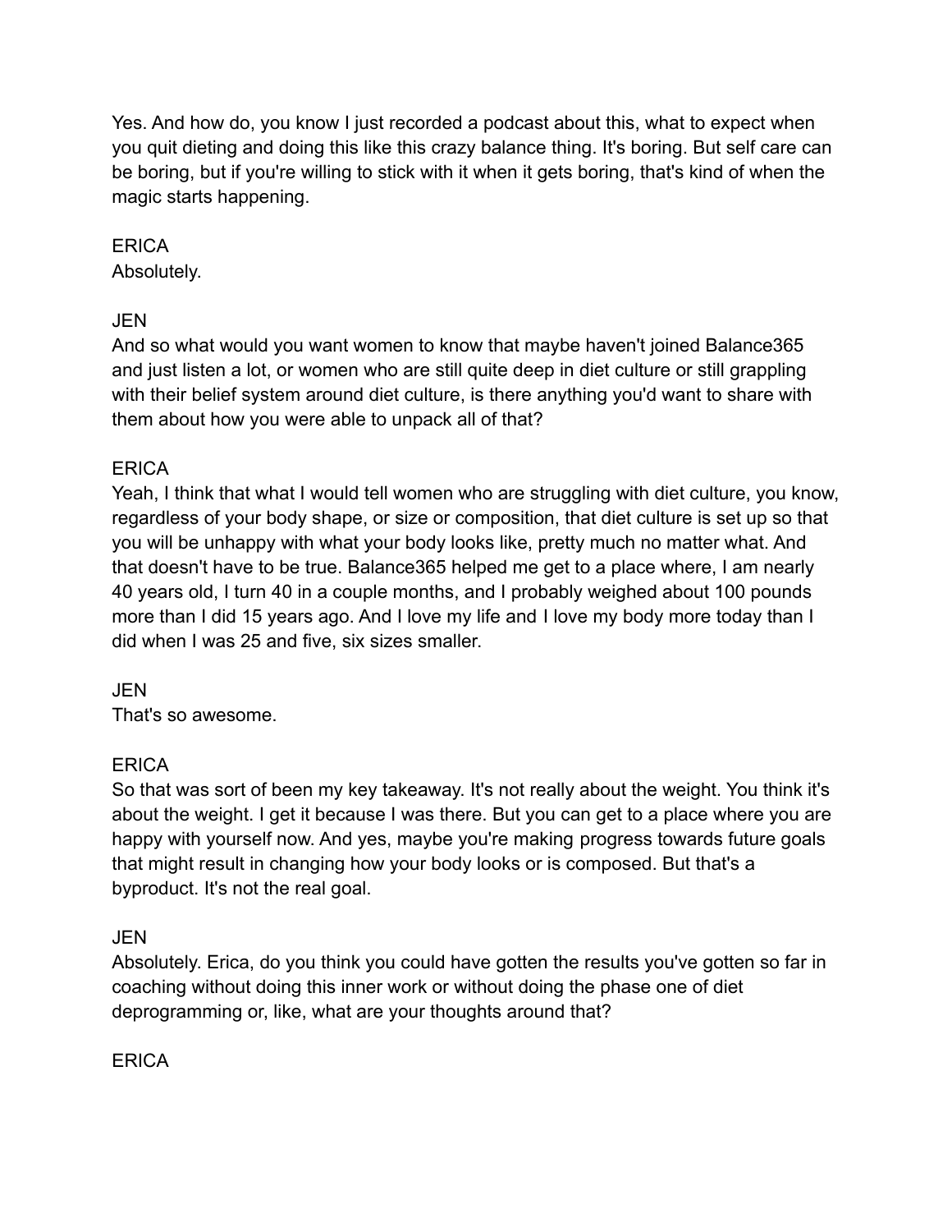Yes. And how do, you know I just recorded a podcast about this, what to expect when you quit dieting and doing this like this crazy balance thing. It's boring. But self care can be boring, but if you're willing to stick with it when it gets boring, that's kind of when the magic starts happening.

ERICA
Absolutely.

JEN
And so what would you want women to know that maybe haven't joined Balance365 and just listen a lot, or women who are still quite deep in diet culture or still grappling with their belief system around diet culture, is there anything you'd want to share with them about how you were able to unpack all of that?

ERICA
Yeah, I think that what I would tell women who are struggling with diet culture, you know, regardless of your body shape, or size or composition, that diet culture is set up so that you will be unhappy with what your body looks like, pretty much no matter what. And that doesn't have to be true. Balance365 helped me get to a place where, I am nearly 40 years old, I turn 40 in a couple months, and I probably weighed about 100 pounds more than I did 15 years ago. And I love my life and I love my body more today than I did when I was 25 and five, six sizes smaller.

JEN
That's so awesome.

ERICA
So that was sort of been my key takeaway. It's not really about the weight. You think it's about the weight. I get it because I was there. But you can get to a place where you are happy with yourself now. And yes, maybe you're making progress towards future goals that might result in changing how your body looks or is composed. But that's a byproduct. It's not the real goal.

JEN
Absolutely. Erica, do you think you could have gotten the results you've gotten so far in coaching without doing this inner work or without doing the phase one of diet deprogramming or, like, what are your thoughts around that?

ERICA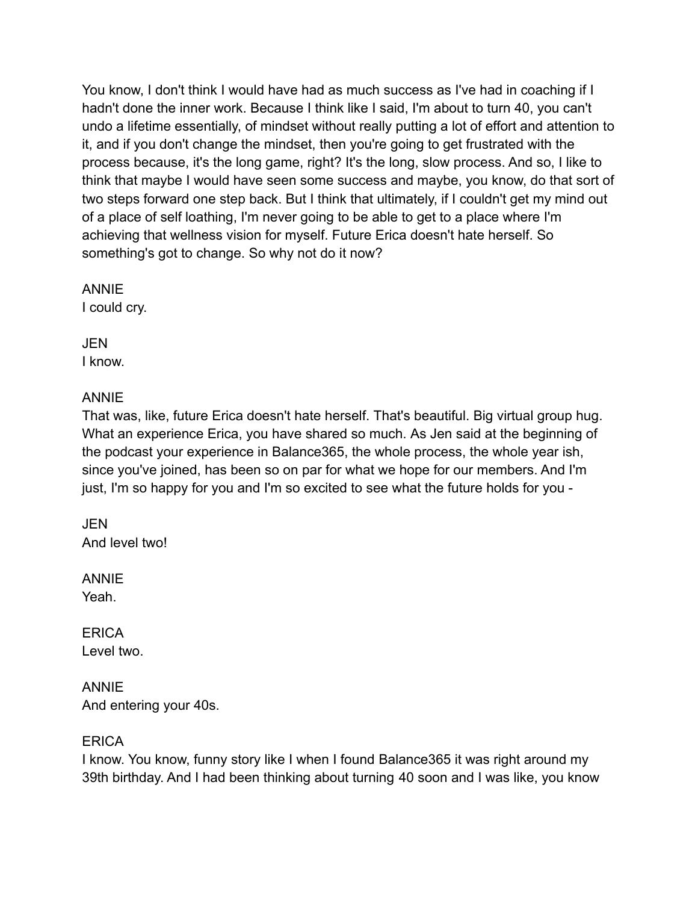You know, I don't think I would have had as much success as I've had in coaching if I hadn't done the inner work. Because I think like I said, I'm about to turn 40, you can't undo a lifetime essentially, of mindset without really putting a lot of effort and attention to it, and if you don't change the mindset, then you're going to get frustrated with the process because, it's the long game, right? It's the long, slow process. And so, I like to think that maybe I would have seen some success and maybe, you know, do that sort of two steps forward one step back. But I think that ultimately, if I couldn't get my mind out of a place of self loathing, I'm never going to be able to get to a place where I'm achieving that wellness vision for myself. Future Erica doesn't hate herself. So something's got to change. So why not do it now?

ANNIE
I could cry.

JEN
I know.

ANNIE
That was, like, future Erica doesn't hate herself. That's beautiful. Big virtual group hug. What an experience Erica, you have shared so much. As Jen said at the beginning of the podcast your experience in Balance365, the whole process, the whole year ish, since you've joined, has been so on par for what we hope for our members. And I'm just, I'm so happy for you and I'm so excited to see what the future holds for you -

JEN
And level two!

ANNIE
Yeah.

ERICA
Level two.

ANNIE
And entering your 40s.

ERICA
I know. You know, funny story like I when I found Balance365 it was right around my 39th birthday. And I had been thinking about turning 40 soon and I was like, you know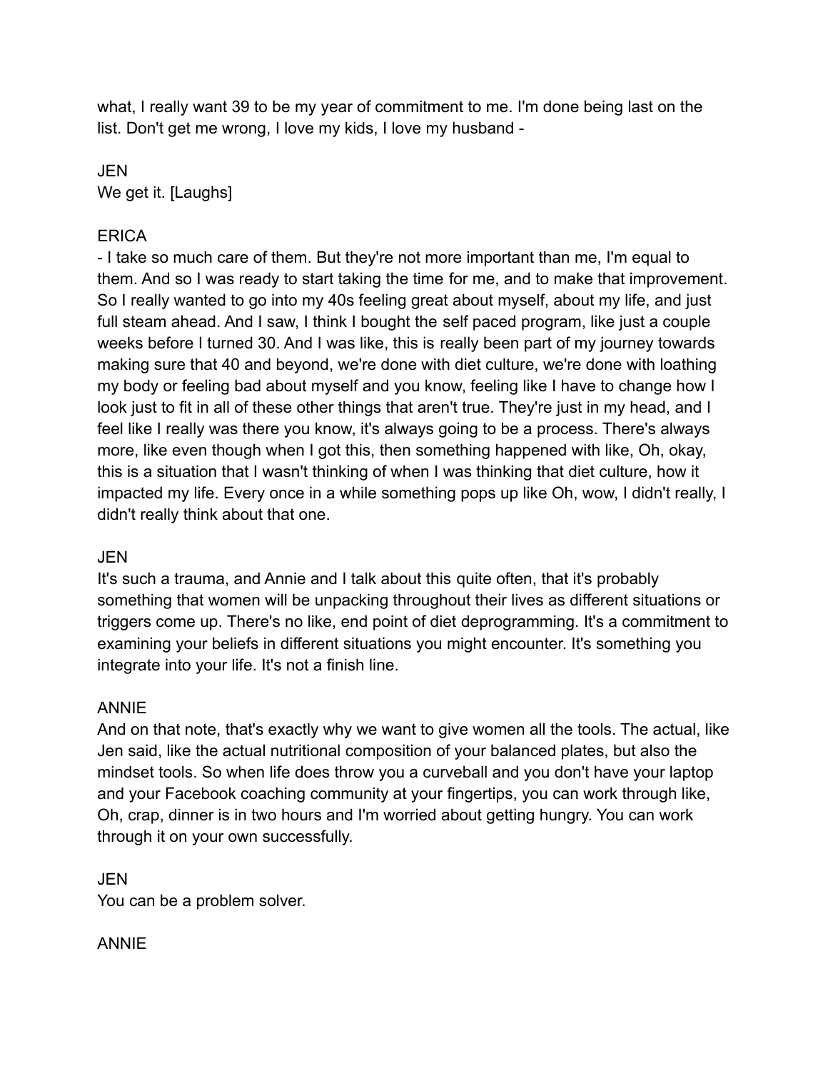what, I really want 39 to be my year of commitment to me. I'm done being last on the list. Don't get me wrong, I love my kids, I love my husband -

JEN
We get it. [Laughs]

ERICA
- I take so much care of them. But they're not more important than me, I'm equal to them. And so I was ready to start taking the time for me, and to make that improvement. So I really wanted to go into my 40s feeling great about myself, about my life, and just full steam ahead. And I saw, I think I bought the self paced program, like just a couple weeks before I turned 30. And I was like, this is really been part of my journey towards making sure that 40 and beyond, we're done with diet culture, we're done with loathing my body or feeling bad about myself and you know, feeling like I have to change how I look just to fit in all of these other things that aren't true. They're just in my head, and I feel like I really was there you know, it's always going to be a process. There's always more, like even though when I got this, then something happened with like, Oh, okay, this is a situation that I wasn't thinking of when I was thinking that diet culture, how it impacted my life. Every once in a while something pops up like Oh, wow, I didn't really, I didn't really think about that one.

JEN
It's such a trauma, and Annie and I talk about this quite often, that it's probably something that women will be unpacking throughout their lives as different situations or triggers come up. There's no like, end point of diet deprogramming. It's a commitment to examining your beliefs in different situations you might encounter. It's something you integrate into your life. It's not a finish line.

ANNIE
And on that note, that's exactly why we want to give women all the tools. The actual, like Jen said, like the actual nutritional composition of your balanced plates, but also the mindset tools. So when life does throw you a curveball and you don't have your laptop and your Facebook coaching community at your fingertips, you can work through like, Oh, crap, dinner is in two hours and I'm worried about getting hungry. You can work through it on your own successfully.

JEN
You can be a problem solver.

ANNIE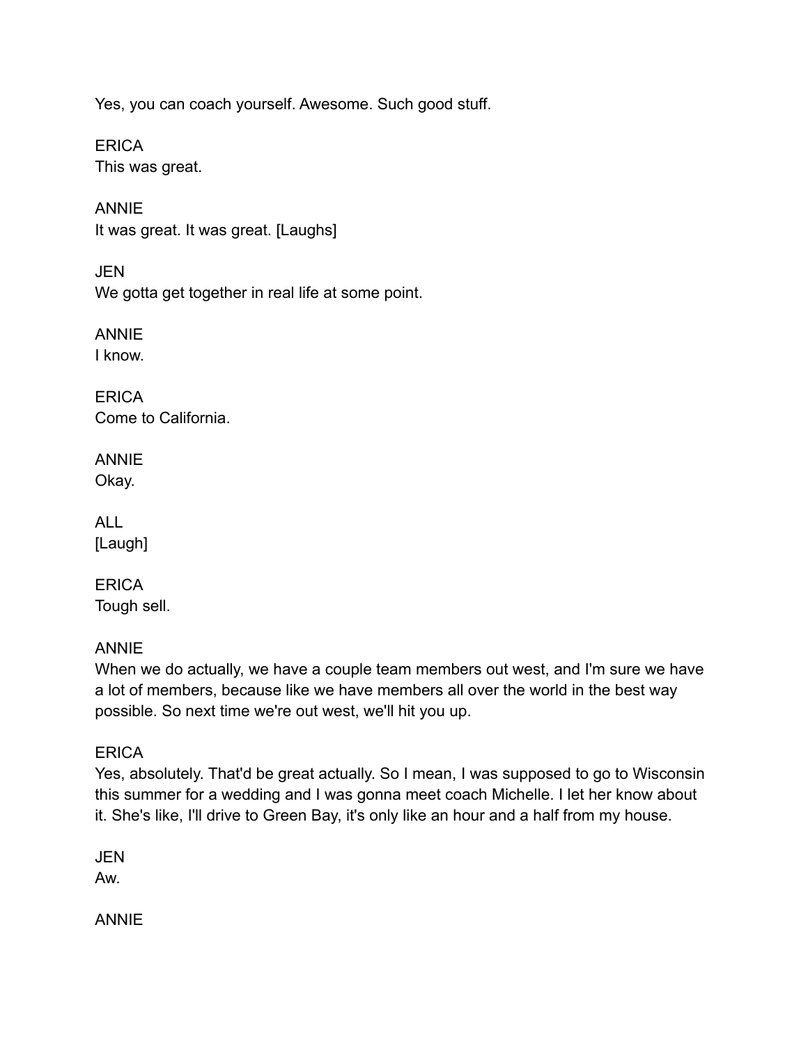Yes, you can coach yourself. Awesome. Such good stuff.

ERICA
This was great.

ANNIE
It was great. It was great. [Laughs]

JEN
We gotta get together in real life at some point.

ANNIE
I know.

ERICA
Come to California.

ANNIE
Okay.

ALL
[Laugh]

ERICA
Tough sell.

ANNIE
When we do actually, we have a couple team members out west, and I'm sure we have a lot of members, because like we have members all over the world in the best way possible. So next time we're out west, we'll hit you up.

ERICA
Yes, absolutely. That'd be great actually. So I mean, I was supposed to go to Wisconsin this summer for a wedding and I was gonna meet coach Michelle. I let her know about it. She's like, I'll drive to Green Bay, it's only like an hour and a half from my house.

JEN
Aw.

ANNIE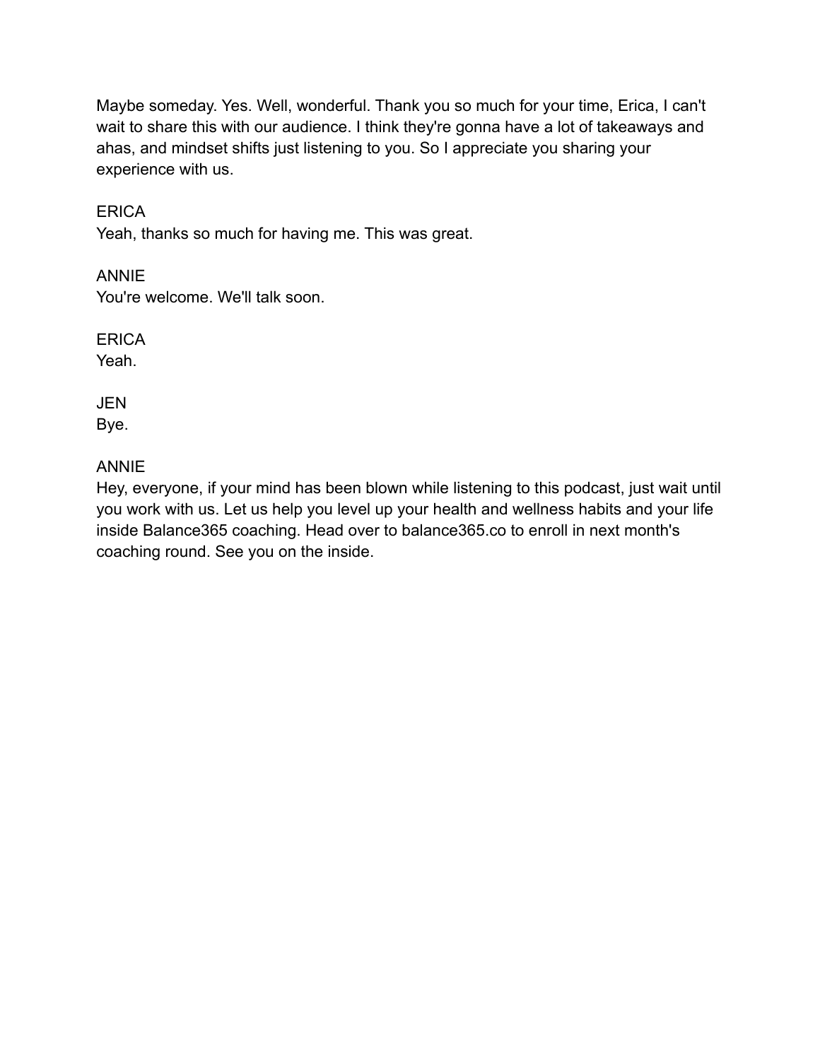Maybe someday. Yes. Well, wonderful. Thank you so much for your time, Erica, I can't wait to share this with our audience. I think they're gonna have a lot of takeaways and ahas, and mindset shifts just listening to you. So I appreciate you sharing your experience with us.

ERICA
Yeah, thanks so much for having me. This was great.

ANNIE
You're welcome. We'll talk soon.

ERICA
Yeah.

JEN
Bye.

ANNIE
Hey, everyone, if your mind has been blown while listening to this podcast, just wait until you work with us. Let us help you level up your health and wellness habits and your life inside Balance365 coaching. Head over to balance365.co to enroll in next month's coaching round. See you on the inside.